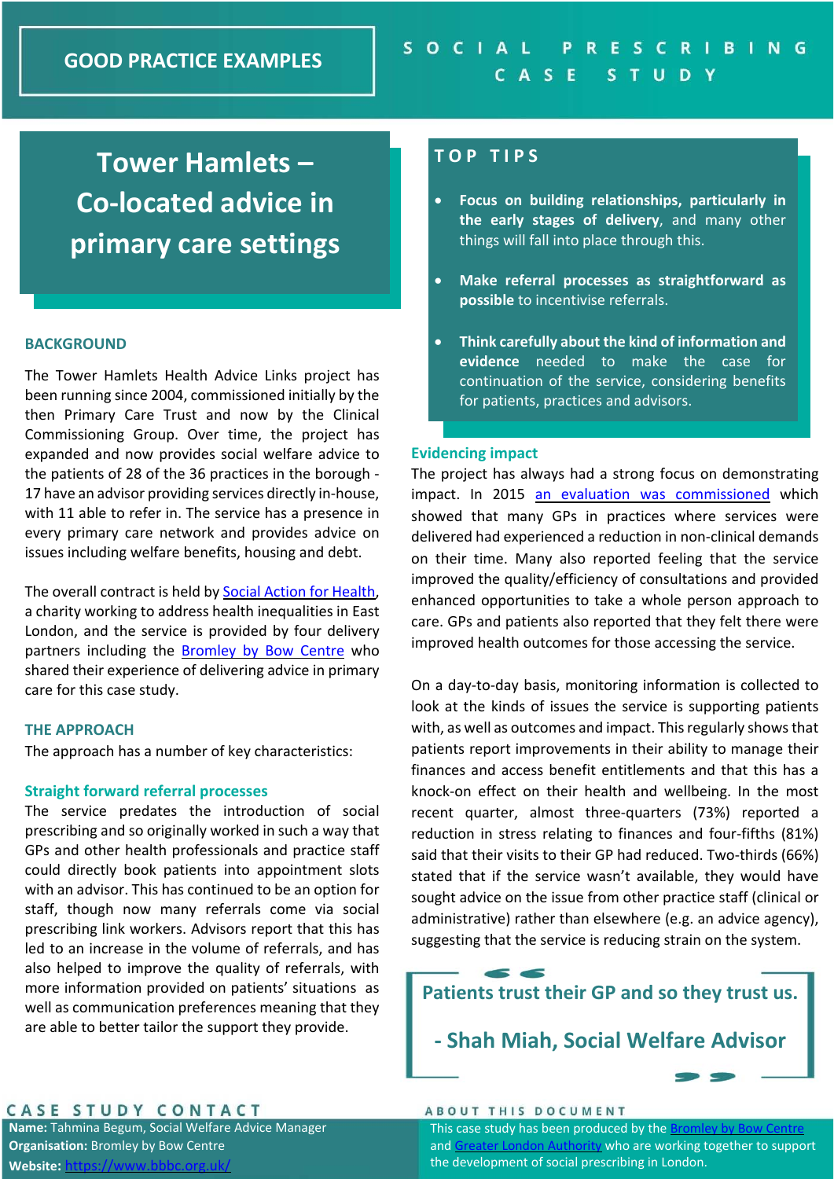GOOD PRACTICE EXAMPLES

SOCIAL PRESCRIBING CASE STUDY

# Tower Hamlets – Co-located advice in primary care settings

## BACKGROUND

The Tower Hamlets Health Advice Links project has been running since 2004, commissioned initially by the then Primary Care Trust and now by the Clinical Commissioning Group. Over time, the project has expanded and now provides social welfare advice to the patients of 28 of the 36 practices in the borough - 17 have an advisor providing services directly in-house, with 11 able to refer in. The service has a presence in every primary care network and provides advice on issues including welfare benefits, housing and debt.

The overall contract is held by [Social Action for Health](), a charity working to address health inequalities in East London, and the service is provided by four delivery partners including the [Bromley by Bow Centre]() who shared their experience of delivering advice in primary care for this case study.

## THE APPROACH

The approach has a number of key characteristics:

### Straight forward referral processes

The service predates the introduction of social prescribing and so originally worked in such a way that GPs and other health professionals and practice staff could directly book patients into appointment slots with an advisor. This has continued to be an option for staff, though now many referrals come via social prescribing link workers. Advisors report that this has led to an increase in the volume of referrals, and has also helped to improve the quality of referrals, with more information provided on patients' situations as well as communication preferences meaning that they are able to better tailor the support they provide.

## TOP TIPS

- **Focus on building relationships, particularly in the early stages of delivery**, and many other things will fall into place through this.
- **Make referral processes as straightforward as possible** to incentivise referrals.
- **Think carefully about the kind of information and evidence** needed to make the case for continuation of the service, considering benefits for patients, practices and advisors.

### Evidencing impact

The project has always had a strong focus on demonstrating impact. In 2015 [an evaluation was commissioned]() which showed that many GPs in practices where services were delivered had experienced a reduction in non-clinical demands on their time. Many also reported feeling that the service improved the quality/efficiency of consultations and provided enhanced opportunities to take a whole person approach to care. GPs and patients also reported that they felt there were improved health outcomes for those accessing the service.

On a day-to-day basis, monitoring information is collected to look at the kinds of issues the service is supporting patients with, as well as outcomes and impact. This regularly shows that patients report improvements in their ability to manage their finances and access benefit entitlements and that this has a knock-on effect on their health and wellbeing. In the most recent quarter, almost three-quarters (73%) reported a reduction in stress relating to finances and four-fifths (81%) said that their visits to their GP had reduced. Two-thirds (66%) stated that if the service wasn't available, they would have sought advice on the issue from other practice staff (clinical or administrative) rather than elsewhere (e.g. an advice agency), suggesting that the service is reducing strain on the system.

> **Patients trust their GP and so they trust us.**
>
> **- Shah Miah, Social Welfare Advisor**

## CASE STUDY CONTACT

**Name:** Tahmina Begum, Social Welfare Advice Manager
**Organisation:** Bromley by Bow Centre
**Website:** [https://www.bbbc.org.uk/](https://www.bbbc.org.uk/)

## ABOUT THIS DOCUMENT

This case study has been produced by the [Bromley by Bow Centre]() and [Greater London Authority]() who are working together to support the development of social prescribing in London.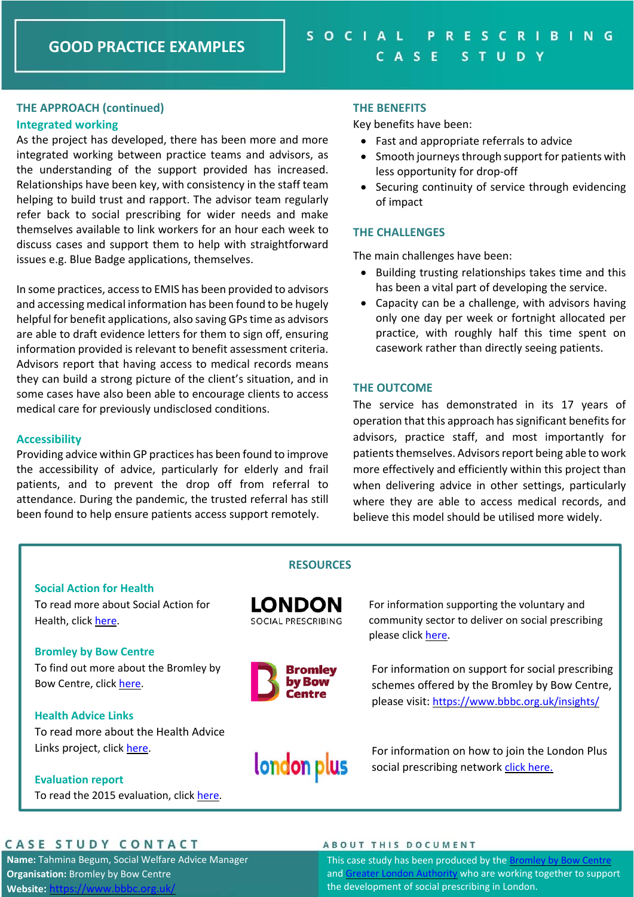# GOOD PRACTICE EXAMPLES

SOCIAL PRESCRIBING CASE STUDY

## THE APPROACH (continued)

### Integrated working

As the project has developed, there has been more and more integrated working between practice teams and advisors, as the understanding of the support provided has increased. Relationships have been key, with consistency in the staff team helping to build trust and rapport. The advisor team regularly refer back to social prescribing for wider needs and make themselves available to link workers for an hour each week to discuss cases and support them to help with straightforward issues e.g. Blue Badge applications, themselves.

In some practices, access to EMIS has been provided to advisors and accessing medical information has been found to be hugely helpful for benefit applications, also saving GPs time as advisors are able to draft evidence letters for them to sign off, ensuring information provided is relevant to benefit assessment criteria. Advisors report that having access to medical records means they can build a strong picture of the client's situation, and in some cases have also been able to encourage clients to access medical care for previously undisclosed conditions.

### Accessibility

Providing advice within GP practices has been found to improve the accessibility of advice, particularly for elderly and frail patients, and to prevent the drop off from referral to attendance. During the pandemic, the trusted referral has still been found to help ensure patients access support remotely.

## THE BENEFITS

Key benefits have been:

- Fast and appropriate referrals to advice
- Smooth journeys through support for patients with less opportunity for drop-off
- Securing continuity of service through evidencing of impact

## THE CHALLENGES

The main challenges have been:

- Building trusting relationships takes time and this has been a vital part of developing the service.
- Capacity can be a challenge, with advisors having only one day per week or fortnight allocated per practice, with roughly half this time spent on casework rather than directly seeing patients.

## THE OUTCOME

The service has demonstrated in its 17 years of operation that this approach has significant benefits for advisors, practice staff, and most importantly for patients themselves. Advisors report being able to work more effectively and efficiently within this project than when delivering advice in other settings, particularly where they are able to access medical records, and believe this model should be utilised more widely.

## RESOURCES

### Social Action for Health

To read more about Social Action for Health, click here.

### Bromley by Bow Centre

To find out more about the Bromley by Bow Centre, click here.

### Health Advice Links

To read more about the Health Advice Links project, click here.

### Evaluation report

To read the 2015 evaluation, click here.

LONDON SOCIAL PRESCRIBING

For information supporting the voluntary and community sector to deliver on social prescribing please click here.

Bromley by Bow Centre

For information on support for social prescribing schemes offered by the Bromley by Bow Centre, please visit: https://www.bbbc.org.uk/insights/

london plus

For information on how to join the London Plus social prescribing network click here.

## CASE STUDY CONTACT

**Name:** Tahmina Begum, Social Welfare Advice Manager
**Organisation:** Bromley by Bow Centre
**Website:** https://www.bbbc.org.uk/

## ABOUT THIS DOCUMENT

This case study has been produced by the Bromley by Bow Centre and Greater London Authority who are working together to support the development of social prescribing in London.